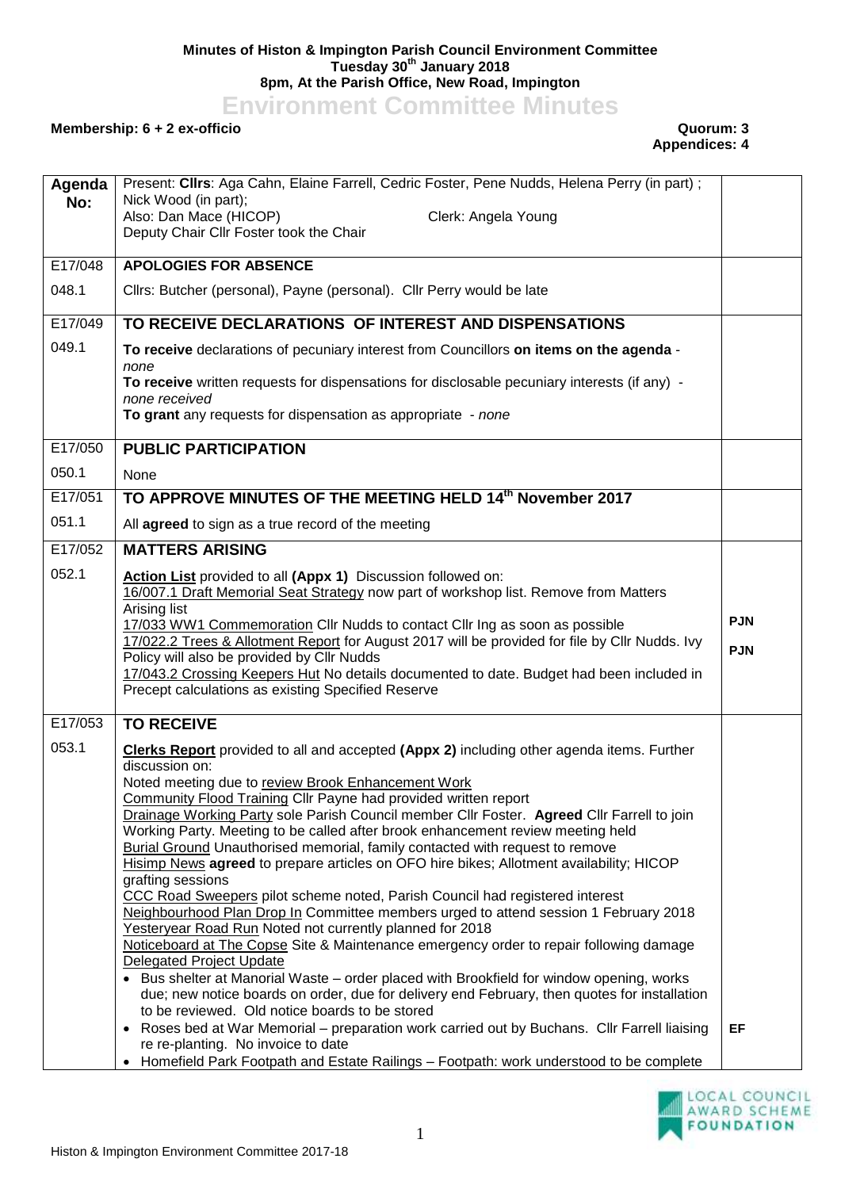**Minutes of Histon & Impington Parish Council Environment Committee**
**Tuesday 30th January 2018**
**8pm, At the Parish Office, New Road, Impington**

# Environment Committee Minutes

**Membership: 6 + 2 ex-officio** **Quorum: 3**
**Appendices: 4**

| Agenda No: | Present: **Cllrs**: Aga Cahn, Elaine Farrell, Cedric Foster, Pene Nudds, Helena Perry (in part) ; Nick Wood (in part);<br>Also: Dan Mace (HICOP) Clerk: Angela Young<br>Deputy Chair Cllr Foster took the Chair | |
|---|---|---|
| E17/048 | **APOLOGIES FOR ABSENCE** | |
| 048.1 | Cllrs: Butcher (personal), Payne (personal). Cllr Perry would be late | |
| E17/049 | **TO RECEIVE DECLARATIONS OF INTEREST AND DISPENSATIONS** | |
| 049.1 | **To receive** declarations of pecuniary interest from Councillors **on items on the agenda** - *none*<br>**To receive** written requests for dispensations for disclosable pecuniary interests (if any) - *none received*<br>**To grant** any requests for dispensation as appropriate - *none* | |
| E17/050 | **PUBLIC PARTICIPATION** | |
| 050.1 | None | |
| E17/051 | **TO APPROVE MINUTES OF THE MEETING HELD 14th November 2017** | |
| 051.1 | All **agreed** to sign as a true record of the meeting | |
| E17/052 | **MATTERS ARISING** | |
| 052.1 | **Action List** provided to all **(Appx 1)** Discussion followed on:<br>16/007.1 Draft Memorial Seat Strategy now part of workshop list. Remove from Matters Arising list<br>17/033 WW1 Commemoration Cllr Nudds to contact Cllr Ing as soon as possible<br>17/022.2 Trees & Allotment Report for August 2017 will be provided for file by Cllr Nudds. Ivy Policy will also be provided by Cllr Nudds<br>17/043.2 Crossing Keepers Hut No details documented to date. Budget had been included in Precept calculations as existing Specified Reserve | **PJN**<br>**PJN** |
| E17/053 | **TO RECEIVE** | |
| 053.1 | **Clerks Report** provided to all and accepted **(Appx 2)** including other agenda items. Further discussion on:<br>Noted meeting due to review Brook Enhancement Work<br>Community Flood Training Cllr Payne had provided written report<br>Drainage Working Party sole Parish Council member Cllr Foster. **Agreed** Cllr Farrell to join Working Party. Meeting to be called after brook enhancement review meeting held<br>Burial Ground Unauthorised memorial, family contacted with request to remove<br>Hisimp News **agreed** to prepare articles on OFO hire bikes; Allotment availability; HICOP grafting sessions<br>CCC Road Sweepers pilot scheme noted, Parish Council had registered interest<br>Neighbourhood Plan Drop In Committee members urged to attend session 1 February 2018<br>Yesteryear Road Run Noted not currently planned for 2018<br>Noticeboard at The Copse Site & Maintenance emergency order to repair following damage<br>Delegated Project Update<br>• Bus shelter at Manorial Waste – order placed with Brookfield for window opening, works due; new notice boards on order, due for delivery end February, then quotes for installation to be reviewed. Old notice boards to be stored<br>• Roses bed at War Memorial – preparation work carried out by Buchans. Cllr Farrell liaising re re-planting. No invoice to date<br>• Homefield Park Footpath and Estate Railings – Footpath: work understood to be complete | **EF** |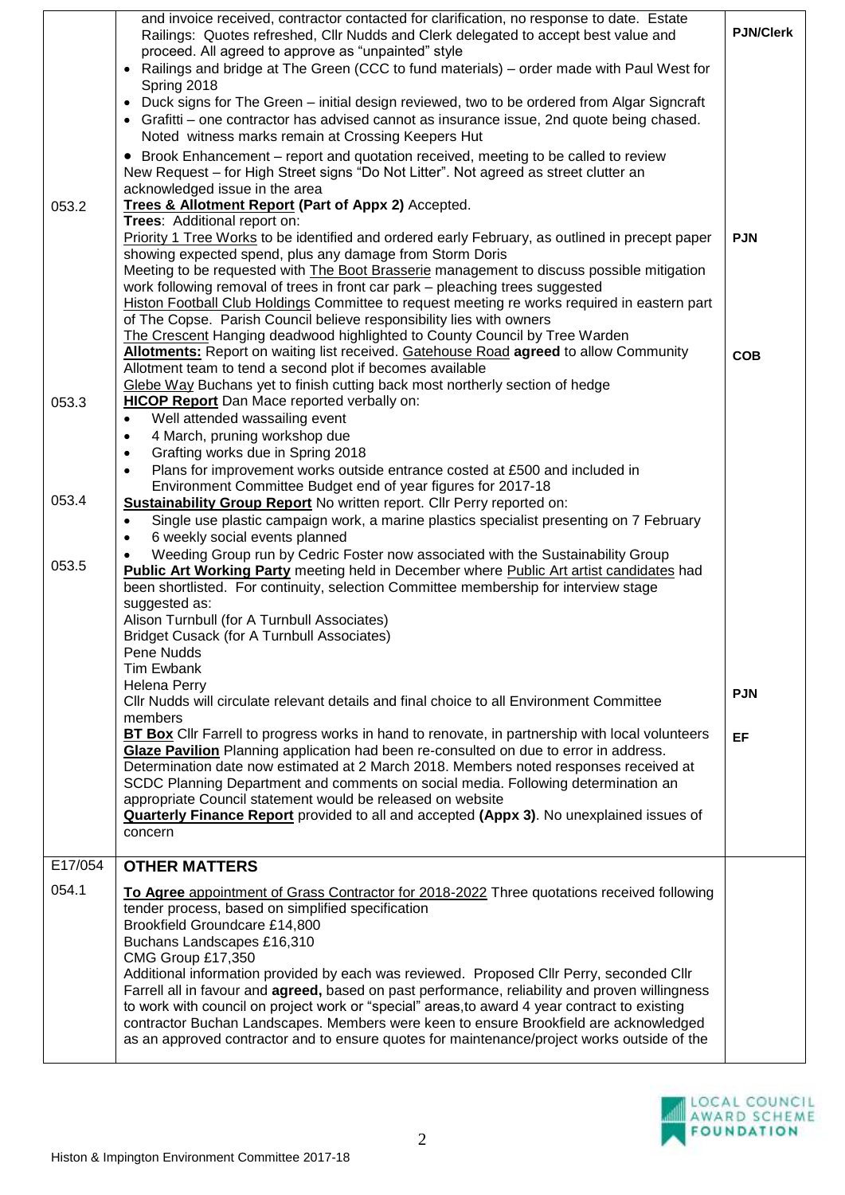| | | |
|---|---|---|
| | and invoice received, contractor contacted for clarification, no response to date. Estate Railings: Quotes refreshed, Cllr Nudds and Clerk delegated to accept best value and proceed. All agreed to approve as "unpainted" style<br>• Railings and bridge at The Green (CCC to fund materials) – order made with Paul West for Spring 2018<br>• Duck signs for The Green – initial design reviewed, two to be ordered from Algar Signcraft<br>• Grafitti – one contractor has advised cannot as insurance issue, 2nd quote being chased. Noted witness marks remain at Crossing Keepers Hut<br>• Brook Enhancement – report and quotation received, meeting to be called to review<br>New Request – for High Street signs "Do Not Litter". Not agreed as street clutter an acknowledged issue in the area | **PJN/Clerk** |
| 053.2 | **Trees & Allotment Report (Part of Appx 2)** Accepted.<br>**Trees**: Additional report on:<br>Priority 1 Tree Works to be identified and ordered early February, as outlined in precept paper showing expected spend, plus any damage from Storm Doris<br>Meeting to be requested with The Boot Brasserie management to discuss possible mitigation work following removal of trees in front car park – pleaching trees suggested<br>Histon Football Club Holdings Committee to request meeting re works required in eastern part of The Copse. Parish Council believe responsibility lies with owners<br>The Crescent Hanging deadwood highlighted to County Council by Tree Warden<br>**Allotments:** Report on waiting list received. Gatehouse Road **agreed** to allow Community Allotment team to tend a second plot if becomes available<br>Glebe Way Buchans yet to finish cutting back most northerly section of hedge | **PJN**<br><br>**COB** |
| 053.3 | **HICOP Report** Dan Mace reported verbally on:<br>• Well attended wassailing event<br>• 4 March, pruning workshop due<br>• Grafting works due in Spring 2018<br>• Plans for improvement works outside entrance costed at £500 and included in Environment Committee Budget end of year figures for 2017-18 | |
| 053.4 | **Sustainability Group Report** No written report. Cllr Perry reported on:<br>• Single use plastic campaign work, a marine plastics specialist presenting on 7 February<br>• 6 weekly social events planned<br>• Weeding Group run by Cedric Foster now associated with the Sustainability Group | |
| 053.5 | **Public Art Working Party** meeting held in December where Public Art artist candidates had been shortlisted. For continuity, selection Committee membership for interview stage suggested as:<br>Alison Turnbull (for A Turnbull Associates)<br>Bridget Cusack (for A Turnbull Associates)<br>Pene Nudds<br>Tim Ewbank<br>Helena Perry<br>Cllr Nudds will circulate relevant details and final choice to all Environment Committee members<br>**BT Box** Cllr Farrell to progress works in hand to renovate, in partnership with local volunteers<br>**Glaze Pavilion** Planning application had been re-consulted on due to error in address. Determination date now estimated at 2 March 2018. Members noted responses received at SCDC Planning Department and comments on social media. Following determination an appropriate Council statement would be released on website<br>**Quarterly Finance Report** provided to all and accepted **(Appx 3)**. No unexplained issues of concern | **PJN**<br><br>**EF** |
| E17/054 | **OTHER MATTERS** | |
| 054.1 | **To Agree** appointment of Grass Contractor for 2018-2022 Three quotations received following tender process, based on simplified specification<br>Brookfield Groundcare £14,800<br>Buchans Landscapes £16,310<br>CMG Group £17,350<br>Additional information provided by each was reviewed. Proposed Cllr Perry, seconded Cllr Farrell all in favour and **agreed,** based on past performance, reliability and proven willingness to work with council on project work or "special" areas,to award 4 year contract to existing contractor Buchan Landscapes. Members were keen to ensure Brookfield are acknowledged as an approved contractor and to ensure quotes for maintenance/project works outside of the | |

Histon & Impington Environment Committee 2017-18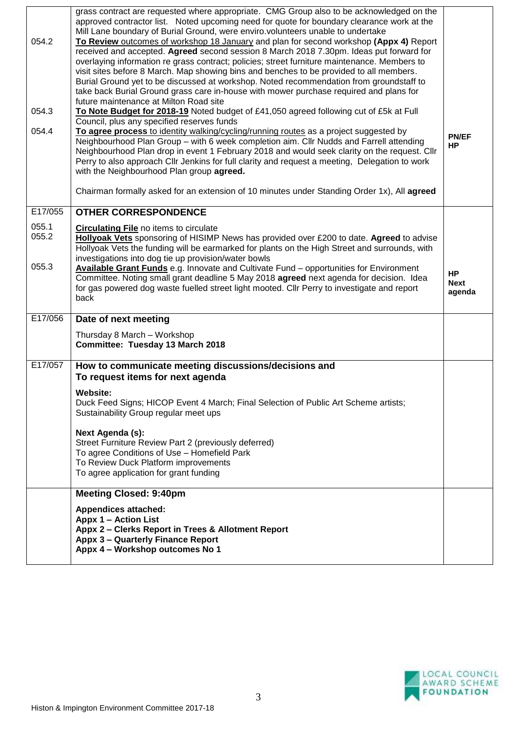| | | |
|---|---|---|
| 054.2 | grass contract are requested where appropriate. CMG Group also to be acknowledged on the approved contractor list. Noted upcoming need for quote for boundary clearance work at the Mill Lane boundary of Burial Ground, were enviro.volunteers unable to undertake<br>**To Review** outcomes of workshop 18 January and plan for second workshop **(Appx 4)** Report received and accepted. **Agreed** second session 8 March 2018 7.30pm. Ideas put forward for overlaying information re grass contract; policies; street furniture maintenance. Members to visit sites before 8 March. Map showing bins and benches to be provided to all members. Burial Ground yet to be discussed at workshop. Noted recommendation from groundstaff to take back Burial Ground grass care in-house with mower purchase required and plans for future maintenance at Milton Road site | |
| 054.3 | **To Note Budget for 2018-19** Noted budget of £41,050 agreed following cut of £5k at Full Council, plus any specified reserves funds | |
| 054.4 | **To agree process** to identity walking/cycling/running routes as a project suggested by Neighbourhood Plan Group – with 6 week completion aim. Cllr Nudds and Farrell attending Neighbourhood Plan drop in event 1 February 2018 and would seek clarity on the request. Cllr Perry to also approach Cllr Jenkins for full clarity and request a meeting, Delegation to work with the Neighbourhood Plan group **agreed.**<br><br>Chairman formally asked for an extension of 10 minutes under Standing Order 1x), All **agreed** | **PN/EF HP** |
| E17/055 | **OTHER CORRESPONDENCE** | |
| 055.1 | **Circulating File** no items to circulate | |
| 055.2 | **Hollyoak Vets** sponsoring of HISIMP News has provided over £200 to date. **Agreed** to advise Hollyoak Vets the funding will be earmarked for plants on the High Street and surrounds, with investigations into dog tie up provision/water bowls | |
| 055.3 | **Available Grant Funds** e.g. Innovate and Cultivate Fund – opportunities for Environment Committee. Noting small grant deadline 5 May 2018 **agreed** next agenda for decision. Idea for gas powered dog waste fuelled street light mooted. Cllr Perry to investigate and report back | **HP Next agenda** |
| E17/056 | **Date of next meeting**<br><br>Thursday 8 March – Workshop<br>**Committee: Tuesday 13 March 2018** | |
| E17/057 | **How to communicate meeting discussions/decisions and To request items for next agenda**<br><br>**Website:**<br>Duck Feed Signs; HICOP Event 4 March; Final Selection of Public Art Scheme artists; Sustainability Group regular meet ups<br><br>**Next Agenda (s):**<br>Street Furniture Review Part 2 (previously deferred)<br>To agree Conditions of Use – Homefield Park<br>To Review Duck Platform improvements<br>To agree application for grant funding | |
| | **Meeting Closed: 9:40pm**<br><br>**Appendices attached:**<br>**Appx 1 – Action List**<br>**Appx 2 – Clerks Report in Trees & Allotment Report**<br>**Appx 3 – Quarterly Finance Report**<br>**Appx 4 – Workshop outcomes No 1** | |